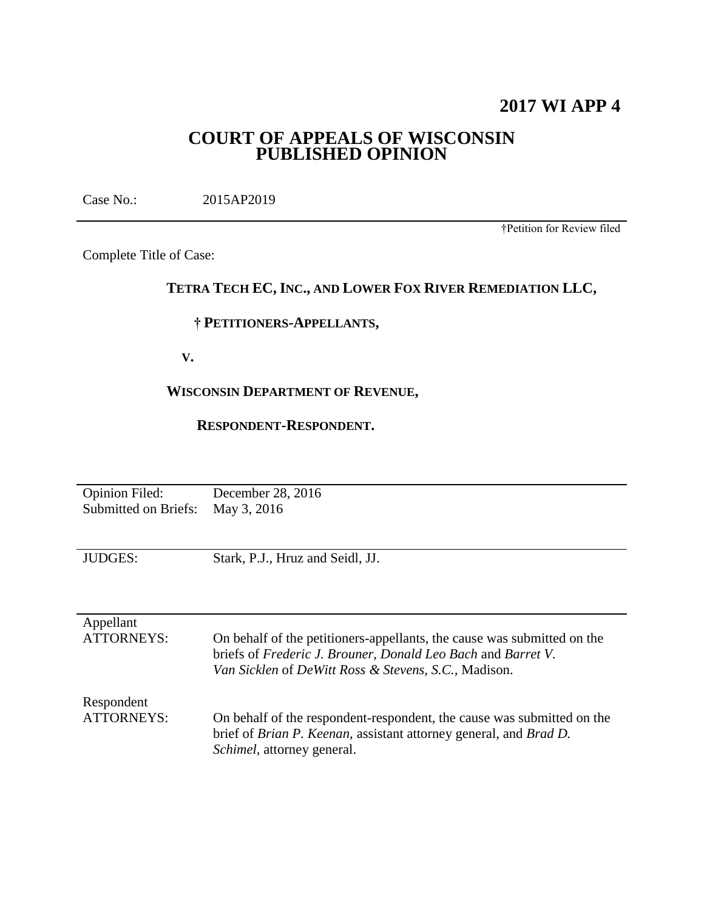**2017 WI APP 4**

# COURT OF APPEALS OF WISCONSIN
# PUBLISHED OPINION

Case No.: 2015AP2019

†Petition for Review filed

Complete Title of Case:

**TETRA TECH EC, INC., AND LOWER FOX RIVER REMEDIATION LLC,**

**† PETITIONERS-APPELLANTS,**

**V.**

**WISCONSIN DEPARTMENT OF REVENUE,**

**RESPONDENT-RESPONDENT.**

| | |
|---|---|
| Opinion Filed: | December 28, 2016 |
| Submitted on Briefs: | May 3, 2016 |
| JUDGES: | Stark, P.J., Hruz and Seidl, JJ. |
| Appellant ATTORNEYS: | On behalf of the petitioners-appellants, the cause was submitted on the briefs of *Frederic J. Brouner, Donald Leo Bach* and *Barret V. Van Sicklen* of *DeWitt Ross & Stevens, S.C.,* Madison. |
| Respondent ATTORNEYS: | On behalf of the respondent-respondent, the cause was submitted on the brief of *Brian P. Keenan*, assistant attorney general, and *Brad D. Schimel*, attorney general. |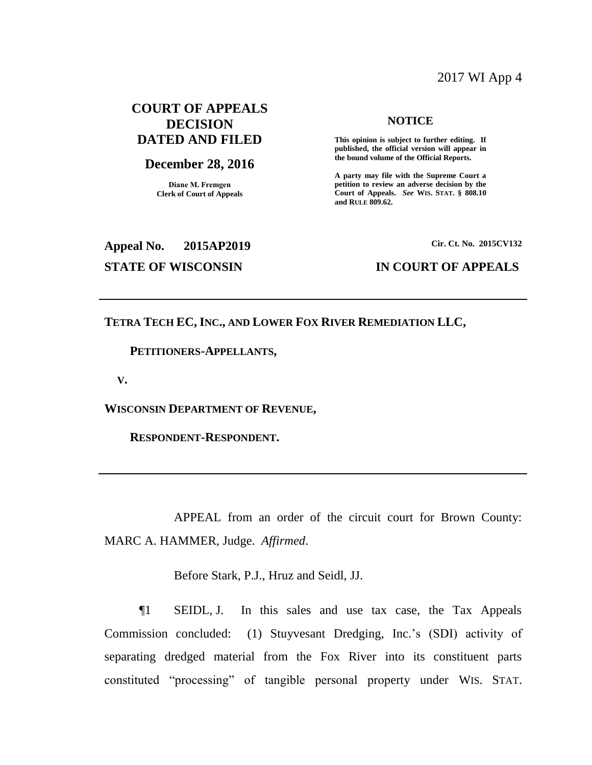2017 WI App 4

# COURT OF APPEALS DECISION DATED AND FILED

## December 28, 2016

**Diane M. Fremgen**
**Clerk of Court of Appeals**

**NOTICE**

**This opinion is subject to further editing. If published, the official version will appear in the bound volume of the Official Reports.**

**A party may file with the Supreme Court a petition to review an adverse decision by the Court of Appeals.** ***See*** **WIS. STAT. § 808.10 and RULE 809.62.**

**Appeal No. 2015AP2019** **Cir. Ct. No. 2015CV132**

**STATE OF WISCONSIN** **IN COURT OF APPEALS**

---

**TETRA TECH EC, INC., AND LOWER FOX RIVER REMEDIATION LLC,**

**PETITIONERS-APPELLANTS,**

**V.**

**WISCONSIN DEPARTMENT OF REVENUE,**

**RESPONDENT-RESPONDENT.**

---

APPEAL from an order of the circuit court for Brown County: MARC A. HAMMER, Judge. *Affirmed*.

Before Stark, P.J., Hruz and Seidl, JJ.

¶1 SEIDL, J. In this sales and use tax case, the Tax Appeals Commission concluded: (1) Stuyvesant Dredging, Inc.'s (SDI) activity of separating dredged material from the Fox River into its constituent parts constituted "processing" of tangible personal property under WIS. STAT.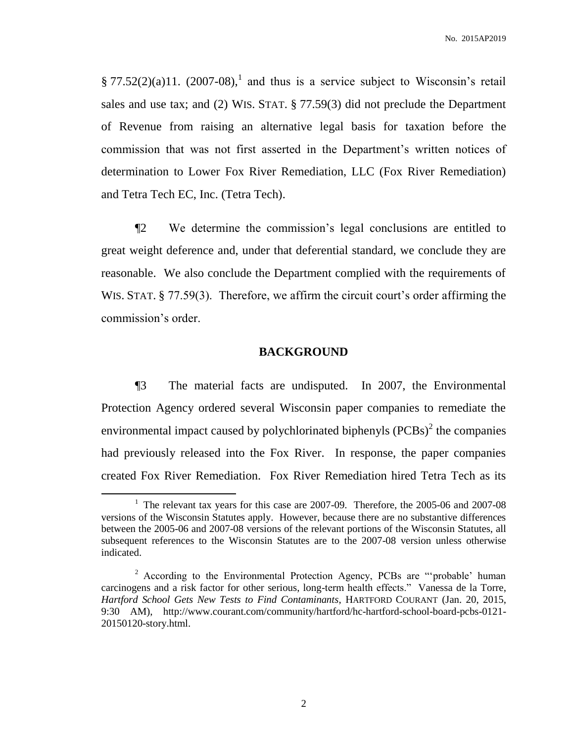§ 77.52(2)(a)11. (2007-08),[1] and thus is a service subject to Wisconsin's retail sales and use tax; and (2) WIS. STAT. § 77.59(3) did not preclude the Department of Revenue from raising an alternative legal basis for taxation before the commission that was not first asserted in the Department's written notices of determination to Lower Fox River Remediation, LLC (Fox River Remediation) and Tetra Tech EC, Inc. (Tetra Tech).

¶2 We determine the commission's legal conclusions are entitled to great weight deference and, under that deferential standard, we conclude they are reasonable. We also conclude the Department complied with the requirements of WIS. STAT. § 77.59(3). Therefore, we affirm the circuit court's order affirming the commission's order.

## BACKGROUND

¶3 The material facts are undisputed. In 2007, the Environmental Protection Agency ordered several Wisconsin paper companies to remediate the environmental impact caused by polychlorinated biphenyls (PCBs)[2] the companies had previously released into the Fox River. In response, the paper companies created Fox River Remediation. Fox River Remediation hired Tetra Tech as its

---

[1] The relevant tax years for this case are 2007-09. Therefore, the 2005-06 and 2007-08 versions of the Wisconsin Statutes apply. However, because there are no substantive differences between the 2005-06 and 2007-08 versions of the relevant portions of the Wisconsin Statutes, all subsequent references to the Wisconsin Statutes are to the 2007-08 version unless otherwise indicated.

[2] According to the Environmental Protection Agency, PCBs are "'probable' human carcinogens and a risk factor for other serious, long-term health effects." Vanessa de la Torre, *Hartford School Gets New Tests to Find Contaminants*, HARTFORD COURANT (Jan. 20, 2015, 9:30 AM), http://www.courant.com/community/hartford/hc-hartford-school-board-pcbs-0121-20150120-story.html.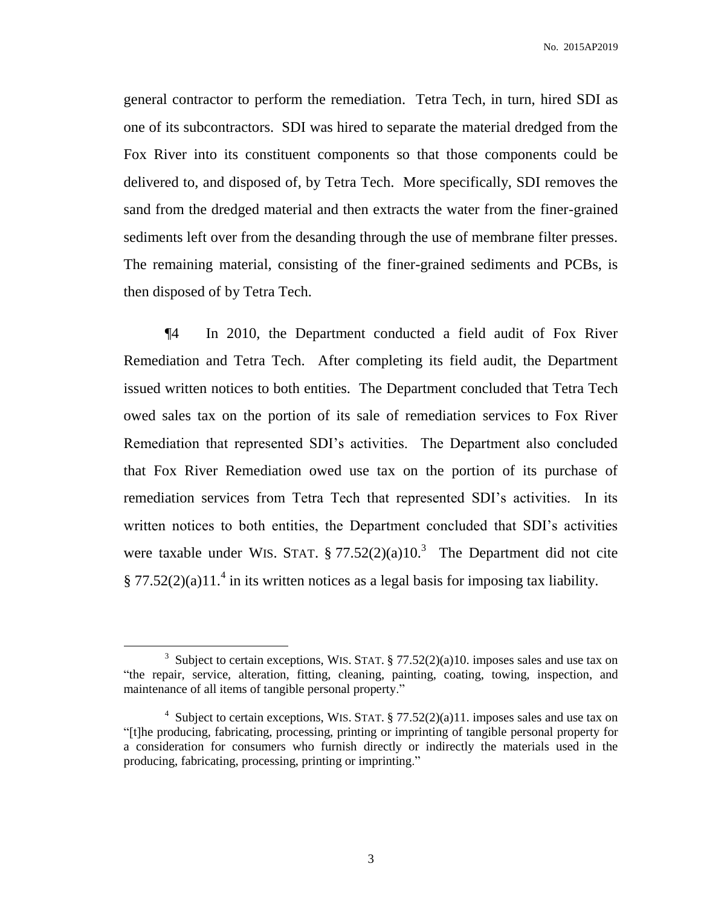general contractor to perform the remediation. Tetra Tech, in turn, hired SDI as one of its subcontractors. SDI was hired to separate the material dredged from the Fox River into its constituent components so that those components could be delivered to, and disposed of, by Tetra Tech. More specifically, SDI removes the sand from the dredged material and then extracts the water from the finer-grained sediments left over from the desanding through the use of membrane filter presses. The remaining material, consisting of the finer-grained sediments and PCBs, is then disposed of by Tetra Tech.

¶4 In 2010, the Department conducted a field audit of Fox River Remediation and Tetra Tech. After completing its field audit, the Department issued written notices to both entities. The Department concluded that Tetra Tech owed sales tax on the portion of its sale of remediation services to Fox River Remediation that represented SDI's activities. The Department also concluded that Fox River Remediation owed use tax on the portion of its purchase of remediation services from Tetra Tech that represented SDI's activities. In its written notices to both entities, the Department concluded that SDI's activities were taxable under WIS. STAT. § 77.52(2)(a)10.[3] The Department did not cite § 77.52(2)(a)11.[4] in its written notices as a legal basis for imposing tax liability.

---

[3] Subject to certain exceptions, WIS. STAT. § 77.52(2)(a)10. imposes sales and use tax on "the repair, service, alteration, fitting, cleaning, painting, coating, towing, inspection, and maintenance of all items of tangible personal property."

[4] Subject to certain exceptions, WIS. STAT. § 77.52(2)(a)11. imposes sales and use tax on "[t]he producing, fabricating, processing, printing or imprinting of tangible personal property for a consideration for consumers who furnish directly or indirectly the materials used in the producing, fabricating, processing, printing or imprinting."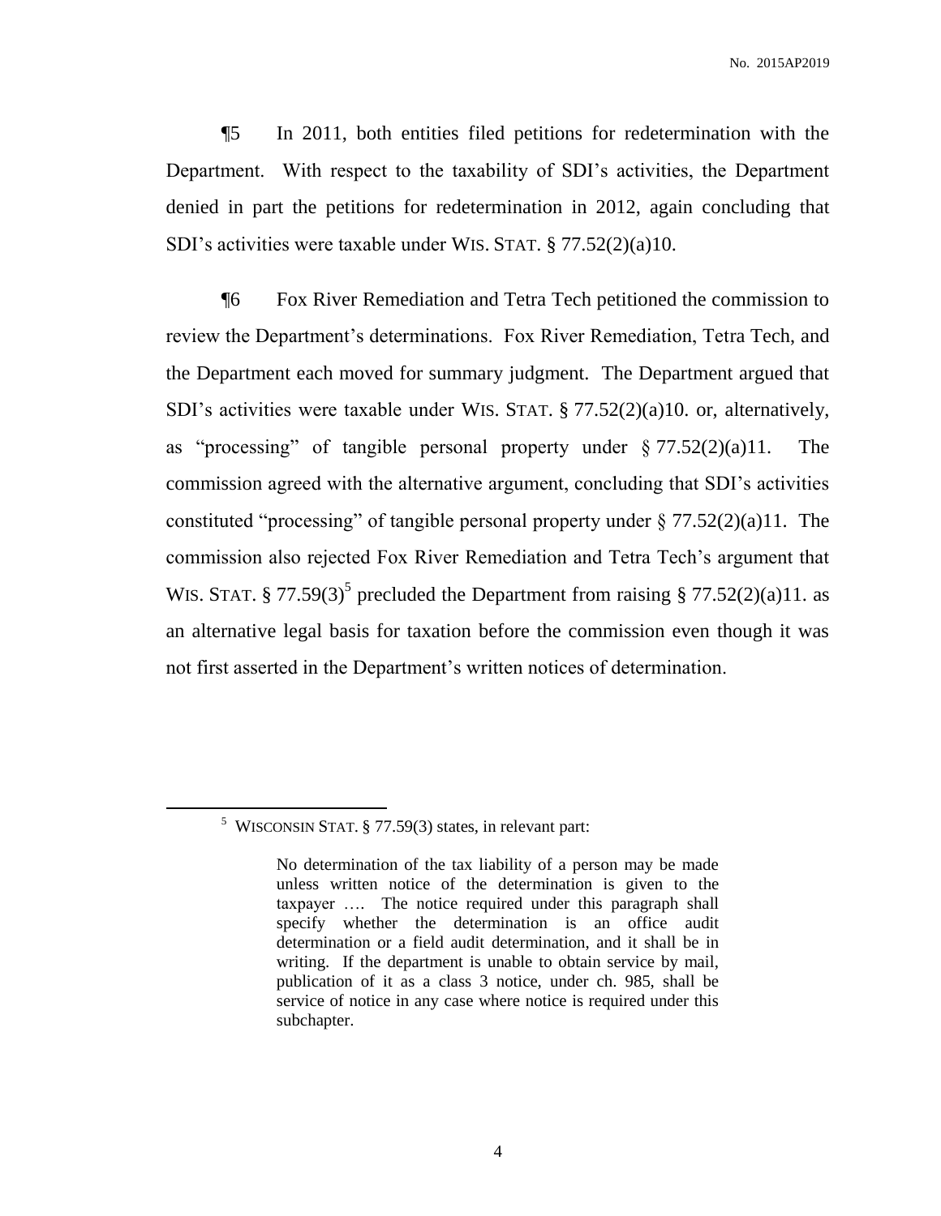¶5 In 2011, both entities filed petitions for redetermination with the Department. With respect to the taxability of SDI's activities, the Department denied in part the petitions for redetermination in 2012, again concluding that SDI's activities were taxable under WIS. STAT. § 77.52(2)(a)10.

¶6 Fox River Remediation and Tetra Tech petitioned the commission to review the Department's determinations. Fox River Remediation, Tetra Tech, and the Department each moved for summary judgment. The Department argued that SDI's activities were taxable under WIS. STAT. § 77.52(2)(a)10. or, alternatively, as "processing" of tangible personal property under § 77.52(2)(a)11. The commission agreed with the alternative argument, concluding that SDI's activities constituted "processing" of tangible personal property under § 77.52(2)(a)11. The commission also rejected Fox River Remediation and Tetra Tech's argument that WIS. STAT. § 77.59(3)[5] precluded the Department from raising § 77.52(2)(a)11. as an alternative legal basis for taxation before the commission even though it was not first asserted in the Department's written notices of determination.

---

[5] WISCONSIN STAT. § 77.59(3) states, in relevant part:

> No determination of the tax liability of a person may be made unless written notice of the determination is given to the taxpayer …. The notice required under this paragraph shall specify whether the determination is an office audit determination or a field audit determination, and it shall be in writing. If the department is unable to obtain service by mail, publication of it as a class 3 notice, under ch. 985, shall be service of notice in any case where notice is required under this subchapter.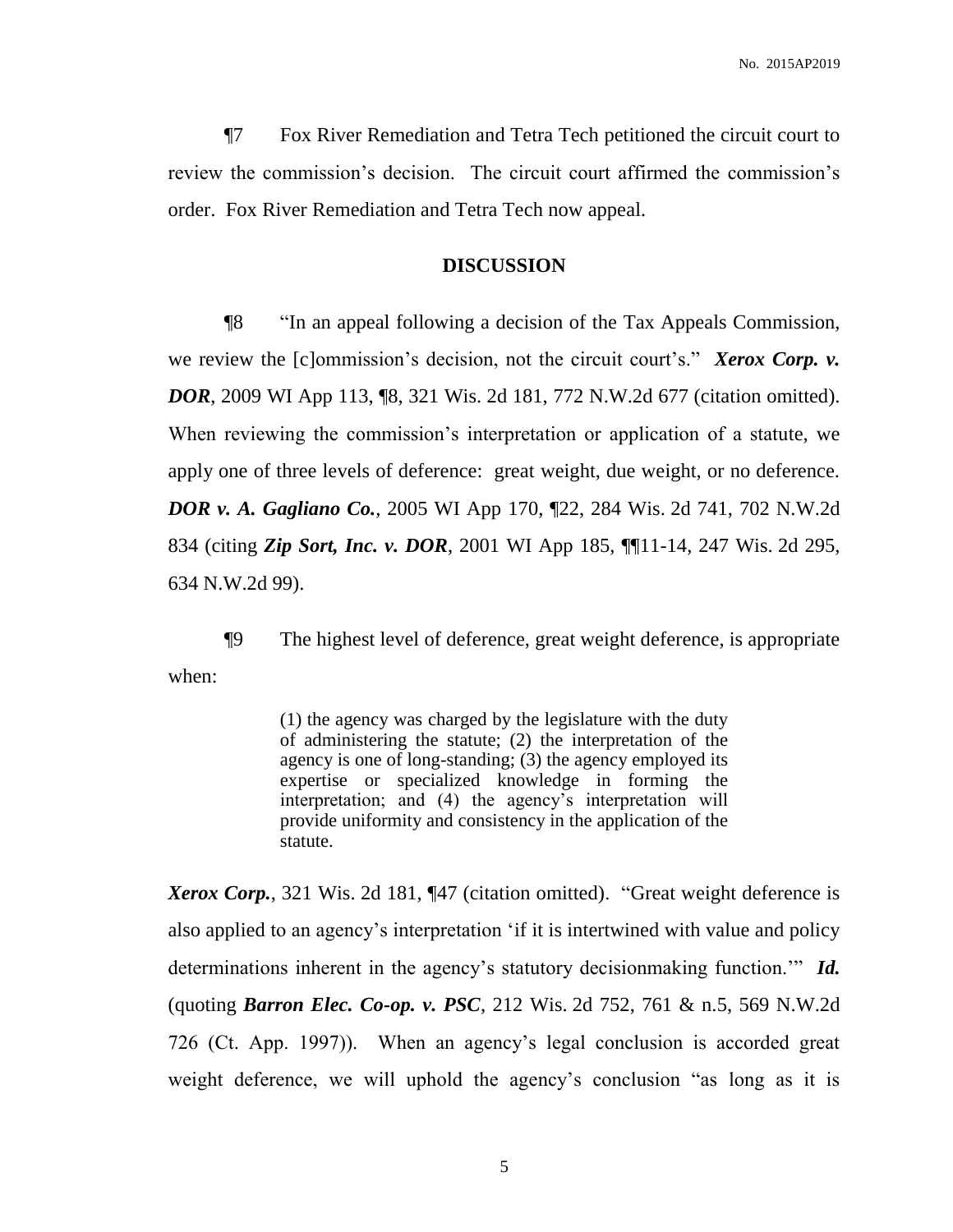¶7 Fox River Remediation and Tetra Tech petitioned the circuit court to review the commission's decision. The circuit court affirmed the commission's order. Fox River Remediation and Tetra Tech now appeal.

## DISCUSSION

¶8 "In an appeal following a decision of the Tax Appeals Commission, we review the [c]ommission's decision, not the circuit court's." ***Xerox Corp. v. DOR***, 2009 WI App 113, ¶8, 321 Wis. 2d 181, 772 N.W.2d 677 (citation omitted). When reviewing the commission's interpretation or application of a statute, we apply one of three levels of deference: great weight, due weight, or no deference. ***DOR v. A. Gagliano Co.***, 2005 WI App 170, ¶22, 284 Wis. 2d 741, 702 N.W.2d 834 (citing ***Zip Sort, Inc. v. DOR***, 2001 WI App 185, ¶¶11-14, 247 Wis. 2d 295, 634 N.W.2d 99).

¶9 The highest level of deference, great weight deference, is appropriate when:

> (1) the agency was charged by the legislature with the duty of administering the statute; (2) the interpretation of the agency is one of long-standing; (3) the agency employed its expertise or specialized knowledge in forming the interpretation; and (4) the agency's interpretation will provide uniformity and consistency in the application of the statute.

***Xerox Corp.***, 321 Wis. 2d 181, ¶47 (citation omitted). "Great weight deference is also applied to an agency's interpretation 'if it is intertwined with value and policy determinations inherent in the agency's statutory decisionmaking function.'" ***Id.*** (quoting ***Barron Elec. Co-op. v. PSC***, 212 Wis. 2d 752, 761 & n.5, 569 N.W.2d 726 (Ct. App. 1997)). When an agency's legal conclusion is accorded great weight deference, we will uphold the agency's conclusion "as long as it is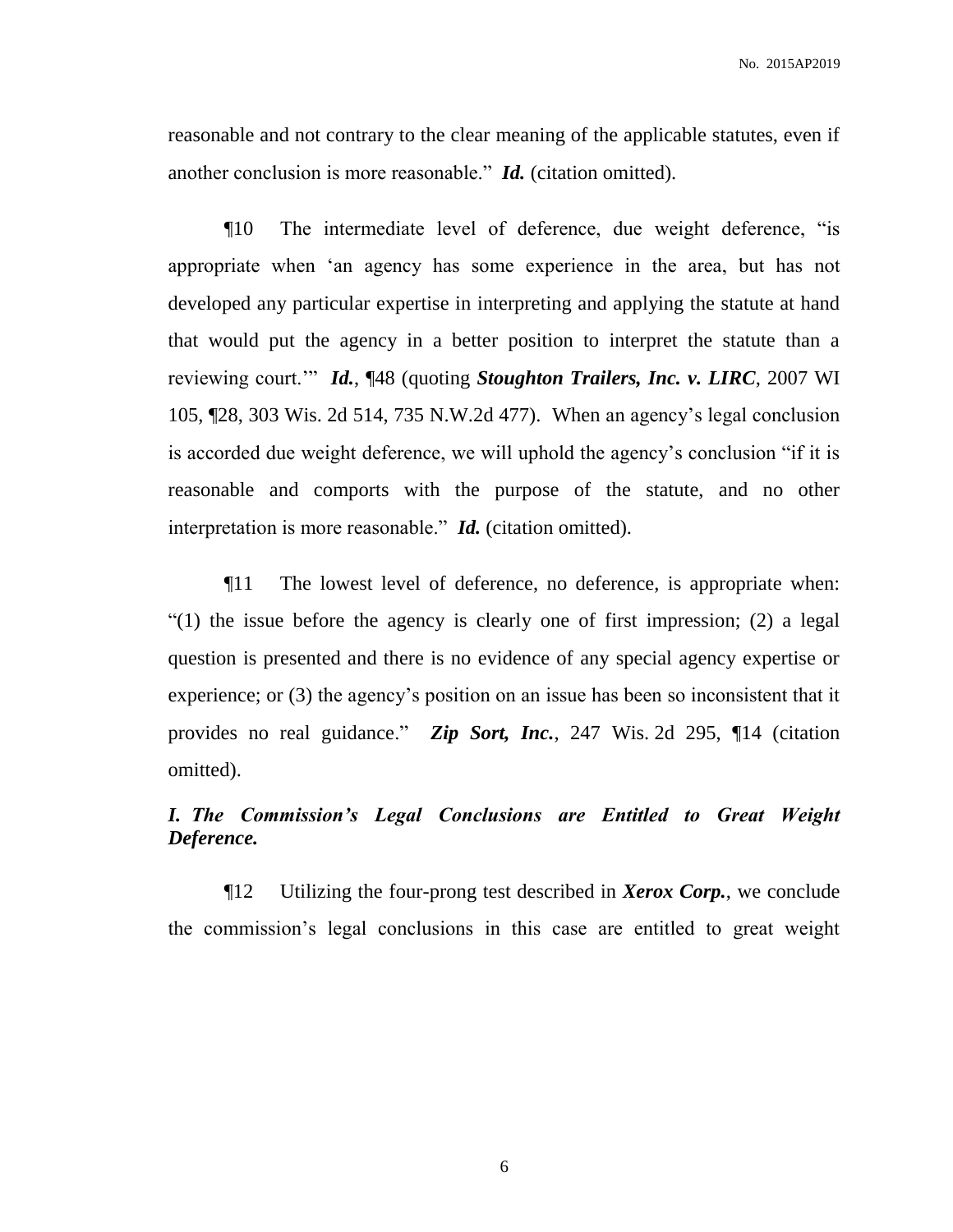reasonable and not contrary to the clear meaning of the applicable statutes, even if another conclusion is more reasonable." ***Id.*** (citation omitted).

¶10 The intermediate level of deference, due weight deference, "is appropriate when 'an agency has some experience in the area, but has not developed any particular expertise in interpreting and applying the statute at hand that would put the agency in a better position to interpret the statute than a reviewing court.'" ***Id.***, ¶48 (quoting ***Stoughton Trailers, Inc. v. LIRC***, 2007 WI 105, ¶28, 303 Wis. 2d 514, 735 N.W.2d 477). When an agency's legal conclusion is accorded due weight deference, we will uphold the agency's conclusion "if it is reasonable and comports with the purpose of the statute, and no other interpretation is more reasonable." ***Id.*** (citation omitted).

¶11 The lowest level of deference, no deference, is appropriate when: "(1) the issue before the agency is clearly one of first impression; (2) a legal question is presented and there is no evidence of any special agency expertise or experience; or (3) the agency's position on an issue has been so inconsistent that it provides no real guidance." ***Zip Sort, Inc.***, 247 Wis. 2d 295, ¶14 (citation omitted).

### *I. The Commission's Legal Conclusions are Entitled to Great Weight Deference.*

¶12 Utilizing the four-prong test described in ***Xerox Corp.***, we conclude the commission's legal conclusions in this case are entitled to great weight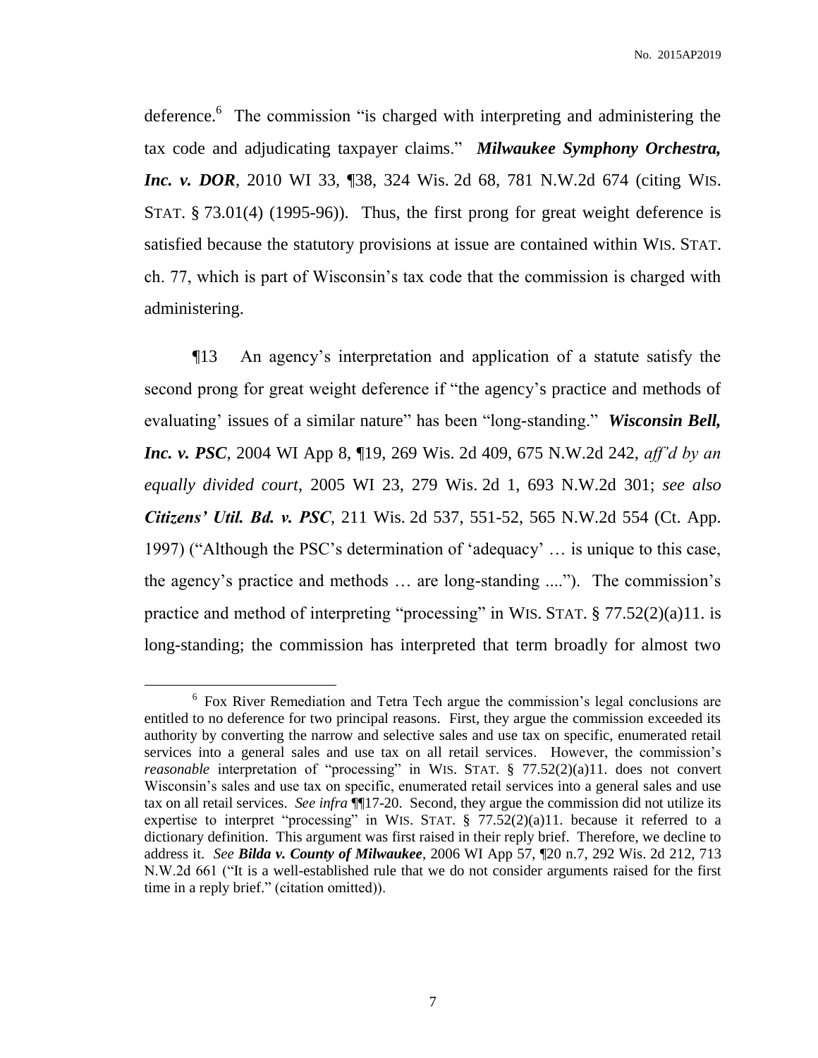deference.[6] The commission "is charged with interpreting and administering the tax code and adjudicating taxpayer claims." ***Milwaukee Symphony Orchestra, Inc. v. DOR***, 2010 WI 33, ¶38, 324 Wis. 2d 68, 781 N.W.2d 674 (citing WIS. STAT. § 73.01(4) (1995-96)). Thus, the first prong for great weight deference is satisfied because the statutory provisions at issue are contained within WIS. STAT. ch. 77, which is part of Wisconsin's tax code that the commission is charged with administering.

¶13 An agency's interpretation and application of a statute satisfy the second prong for great weight deference if "the agency's practice and methods of evaluating' issues of a similar nature" has been "long-standing." ***Wisconsin Bell, Inc. v. PSC***, 2004 WI App 8, ¶19, 269 Wis. 2d 409, 675 N.W.2d 242, *aff'd by an equally divided court*, 2005 WI 23, 279 Wis. 2d 1, 693 N.W.2d 301; *see also* ***Citizens' Util. Bd. v. PSC***, 211 Wis. 2d 537, 551-52, 565 N.W.2d 554 (Ct. App. 1997) ("Although the PSC's determination of 'adequacy' … is unique to this case, the agency's practice and methods … are long-standing ...."). The commission's practice and method of interpreting "processing" in WIS. STAT. § 77.52(2)(a)11. is long-standing; the commission has interpreted that term broadly for almost two

---

[6] Fox River Remediation and Tetra Tech argue the commission's legal conclusions are entitled to no deference for two principal reasons. First, they argue the commission exceeded its authority by converting the narrow and selective sales and use tax on specific, enumerated retail services into a general sales and use tax on all retail services. However, the commission's *reasonable* interpretation of "processing" in WIS. STAT. § 77.52(2)(a)11. does not convert Wisconsin's sales and use tax on specific, enumerated retail services into a general sales and use tax on all retail services. *See infra* ¶¶17-20. Second, they argue the commission did not utilize its expertise to interpret "processing" in WIS. STAT. § 77.52(2)(a)11. because it referred to a dictionary definition. This argument was first raised in their reply brief. Therefore, we decline to address it. *See* ***Bilda v. County of Milwaukee***, 2006 WI App 57, ¶20 n.7, 292 Wis. 2d 212, 713 N.W.2d 661 ("It is a well-established rule that we do not consider arguments raised for the first time in a reply brief." (citation omitted)).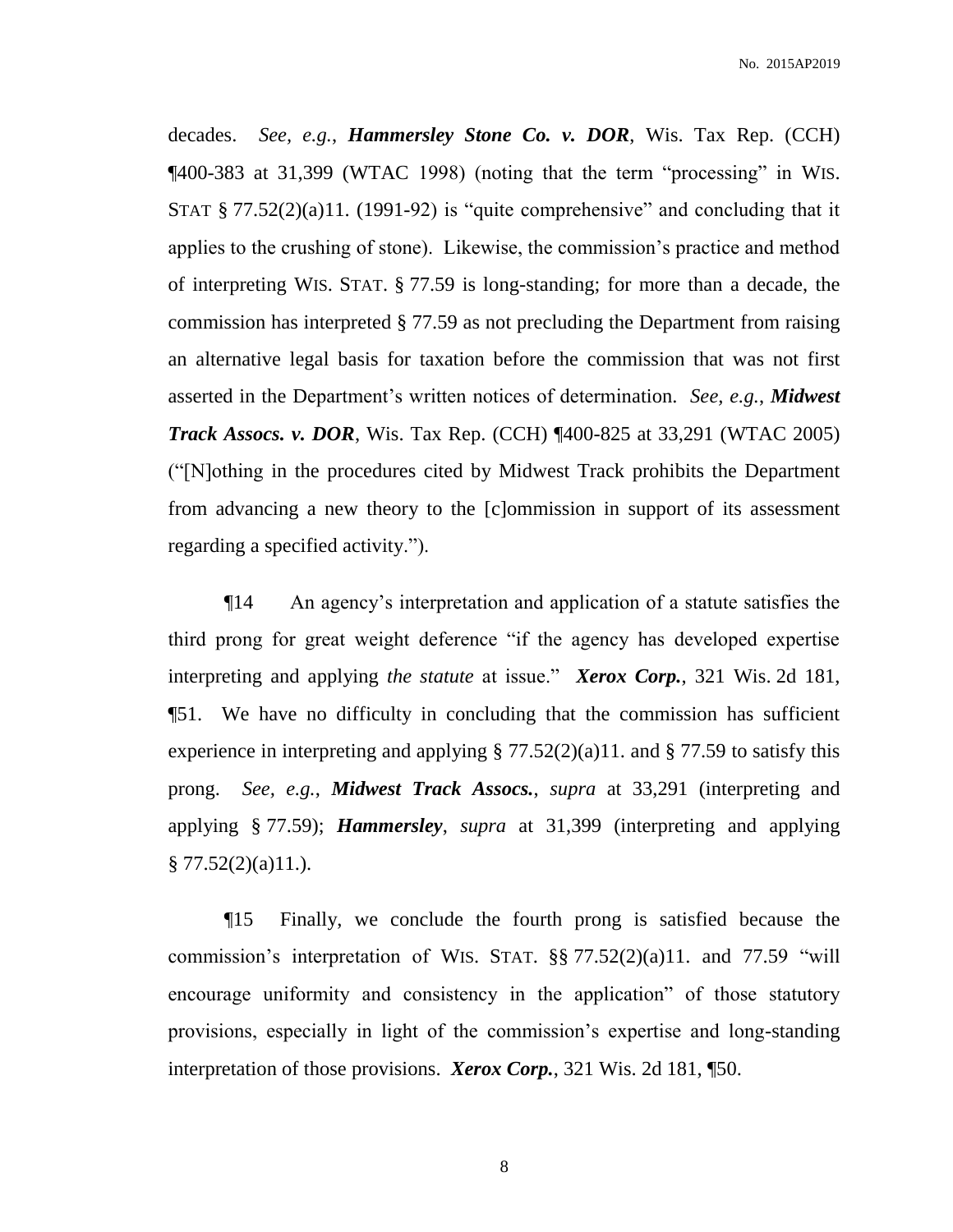decades. *See, e.g.*, ***Hammersley Stone Co. v. DOR***, Wis. Tax Rep. (CCH) ¶400-383 at 31,399 (WTAC 1998) (noting that the term "processing" in WIS. STAT § 77.52(2)(a)11. (1991-92) is "quite comprehensive" and concluding that it applies to the crushing of stone). Likewise, the commission's practice and method of interpreting WIS. STAT. § 77.59 is long-standing; for more than a decade, the commission has interpreted § 77.59 as not precluding the Department from raising an alternative legal basis for taxation before the commission that was not first asserted in the Department's written notices of determination. *See, e.g.*, ***Midwest Track Assocs. v. DOR***, Wis. Tax Rep. (CCH) ¶400-825 at 33,291 (WTAC 2005) ("[N]othing in the procedures cited by Midwest Track prohibits the Department from advancing a new theory to the [c]ommission in support of its assessment regarding a specified activity.").

¶14 An agency's interpretation and application of a statute satisfies the third prong for great weight deference "if the agency has developed expertise interpreting and applying *the statute* at issue." ***Xerox Corp.***, 321 Wis. 2d 181, ¶51. We have no difficulty in concluding that the commission has sufficient experience in interpreting and applying § 77.52(2)(a)11. and § 77.59 to satisfy this prong. *See, e.g.*, ***Midwest Track Assocs.***, *supra* at 33,291 (interpreting and applying § 77.59); ***Hammersley***, *supra* at 31,399 (interpreting and applying § 77.52(2)(a)11.).

¶15 Finally, we conclude the fourth prong is satisfied because the commission's interpretation of WIS. STAT. §§ 77.52(2)(a)11. and 77.59 "will encourage uniformity and consistency in the application" of those statutory provisions, especially in light of the commission's expertise and long-standing interpretation of those provisions. ***Xerox Corp.***, 321 Wis. 2d 181, ¶50.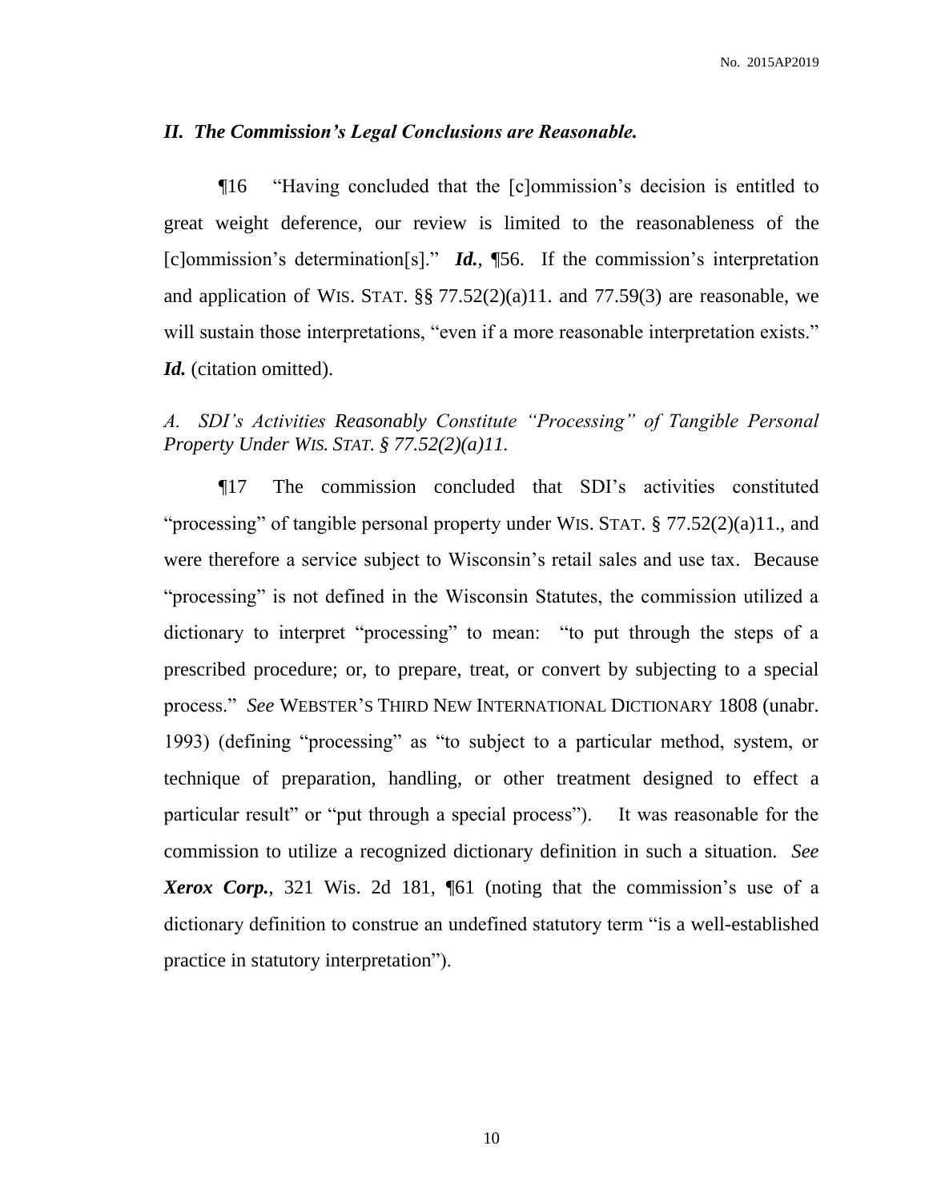## *II. The Commission's Legal Conclusions are Reasonable.*

¶16 "Having concluded that the [c]ommission's decision is entitled to great weight deference, our review is limited to the reasonableness of the [c]ommission's determination[s]." ***Id.***, ¶56. If the commission's interpretation and application of WIS. STAT. §§ 77.52(2)(a)11. and 77.59(3) are reasonable, we will sustain those interpretations, "even if a more reasonable interpretation exists." ***Id.*** (citation omitted).

### *A. SDI's Activities Reasonably Constitute "Processing" of Tangible Personal Property Under WIS. STAT. § 77.52(2)(a)11.*

¶17 The commission concluded that SDI's activities constituted "processing" of tangible personal property under WIS. STAT. § 77.52(2)(a)11., and were therefore a service subject to Wisconsin's retail sales and use tax. Because "processing" is not defined in the Wisconsin Statutes, the commission utilized a dictionary to interpret "processing" to mean: "to put through the steps of a prescribed procedure; or, to prepare, treat, or convert by subjecting to a special process." *See* WEBSTER'S THIRD NEW INTERNATIONAL DICTIONARY 1808 (unabr. 1993) (defining "processing" as "to subject to a particular method, system, or technique of preparation, handling, or other treatment designed to effect a particular result" or "put through a special process"). It was reasonable for the commission to utilize a recognized dictionary definition in such a situation. *See* ***Xerox Corp.***, 321 Wis. 2d 181, ¶61 (noting that the commission's use of a dictionary definition to construe an undefined statutory term "is a well-established practice in statutory interpretation").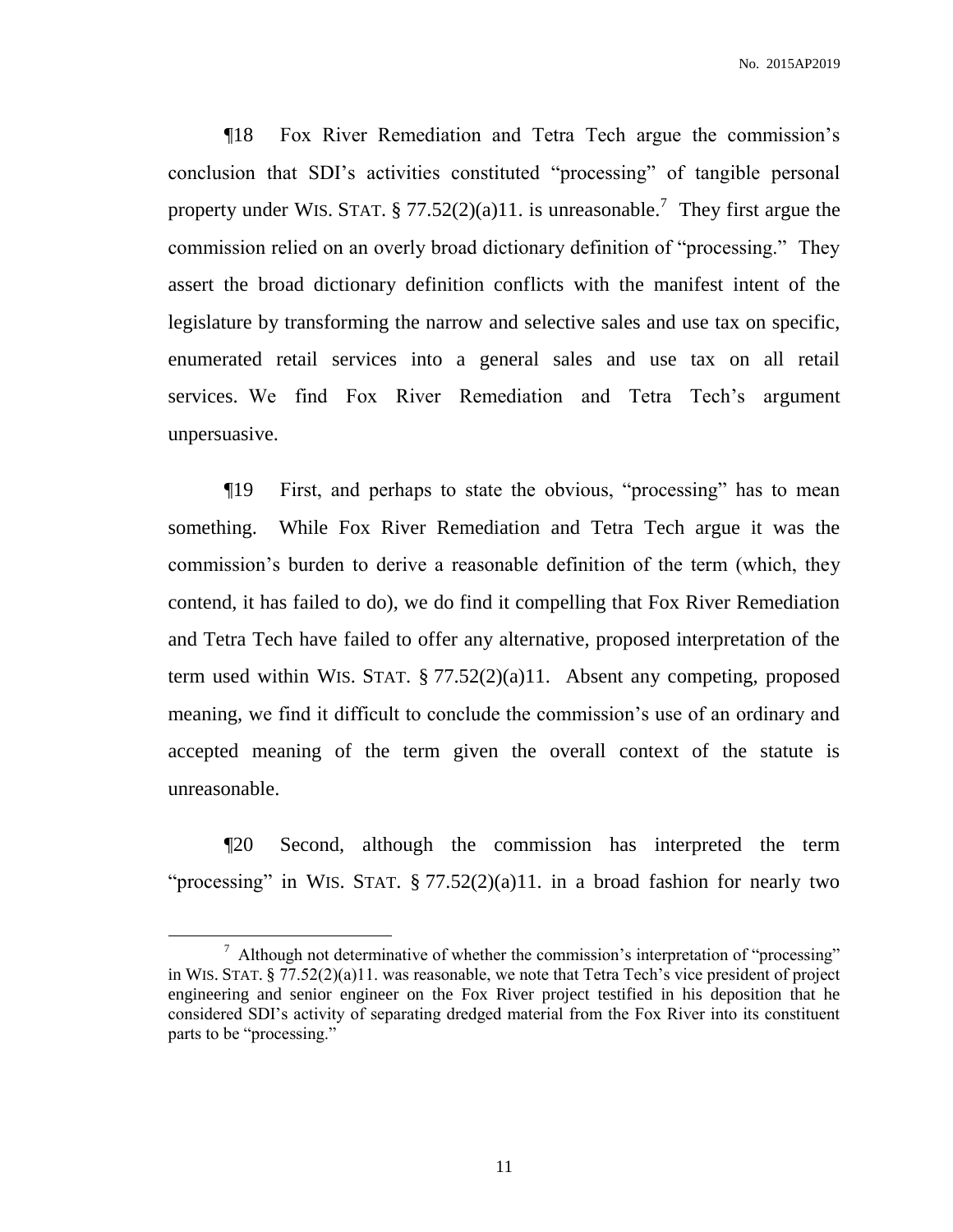¶18 Fox River Remediation and Tetra Tech argue the commission's conclusion that SDI's activities constituted "processing" of tangible personal property under WIS. STAT. § 77.52(2)(a)11. is unreasonable.[7] They first argue the commission relied on an overly broad dictionary definition of "processing." They assert the broad dictionary definition conflicts with the manifest intent of the legislature by transforming the narrow and selective sales and use tax on specific, enumerated retail services into a general sales and use tax on all retail services. We find Fox River Remediation and Tetra Tech's argument unpersuasive.

¶19 First, and perhaps to state the obvious, "processing" has to mean something. While Fox River Remediation and Tetra Tech argue it was the commission's burden to derive a reasonable definition of the term (which, they contend, it has failed to do), we do find it compelling that Fox River Remediation and Tetra Tech have failed to offer any alternative, proposed interpretation of the term used within WIS. STAT. § 77.52(2)(a)11. Absent any competing, proposed meaning, we find it difficult to conclude the commission's use of an ordinary and accepted meaning of the term given the overall context of the statute is unreasonable.

¶20 Second, although the commission has interpreted the term "processing" in WIS. STAT. § 77.52(2)(a)11. in a broad fashion for nearly two

[7] Although not determinative of whether the commission's interpretation of "processing" in WIS. STAT. § 77.52(2)(a)11. was reasonable, we note that Tetra Tech's vice president of project engineering and senior engineer on the Fox River project testified in his deposition that he considered SDI's activity of separating dredged material from the Fox River into its constituent parts to be "processing."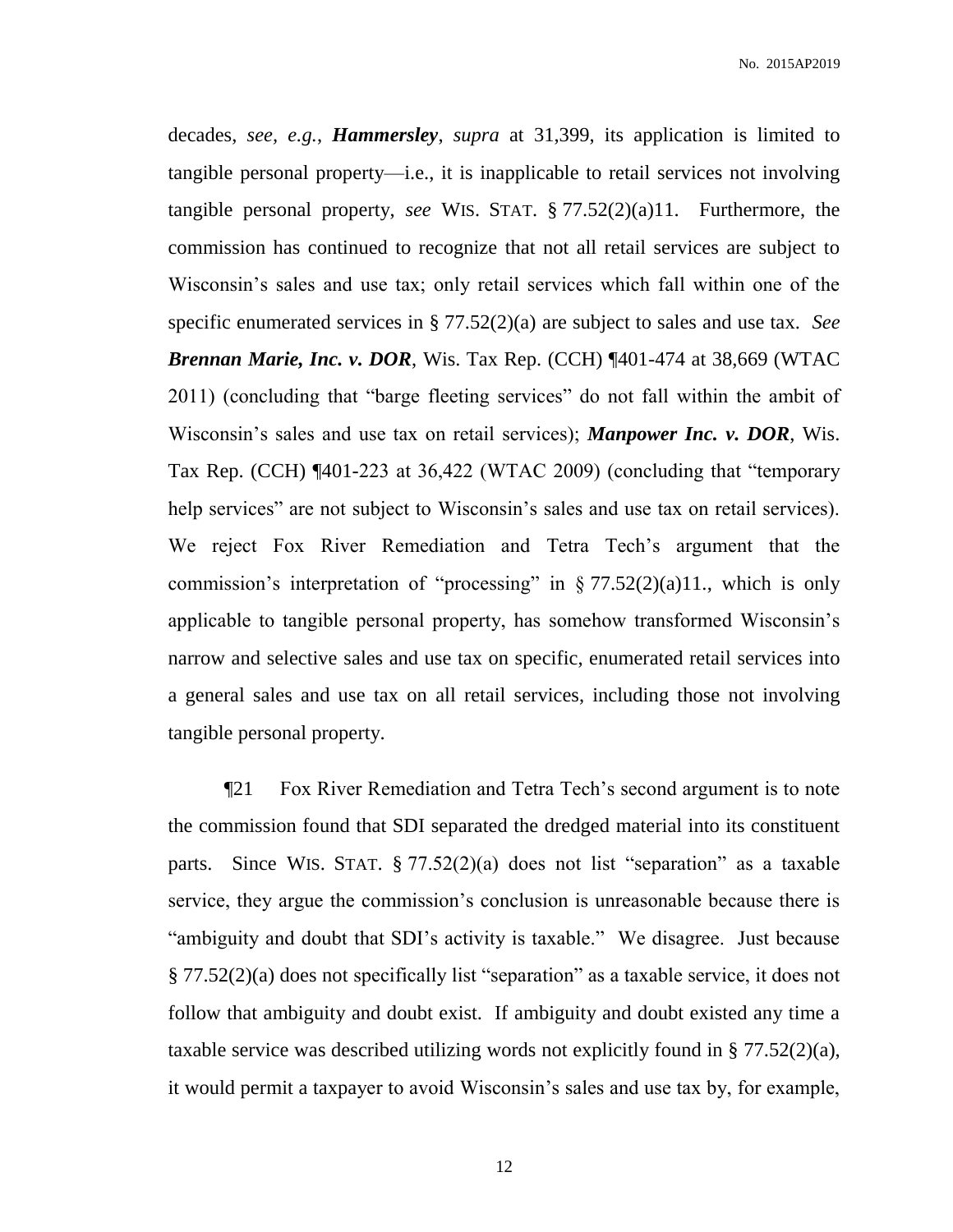decades, *see*, *e.g.*, ***Hammersley***, *supra* at 31,399, its application is limited to tangible personal property—i.e., it is inapplicable to retail services not involving tangible personal property, *see* WIS. STAT. § 77.52(2)(a)11. Furthermore, the commission has continued to recognize that not all retail services are subject to Wisconsin's sales and use tax; only retail services which fall within one of the specific enumerated services in § 77.52(2)(a) are subject to sales and use tax. *See* ***Brennan Marie, Inc. v. DOR***, Wis. Tax Rep. (CCH) ¶401-474 at 38,669 (WTAC 2011) (concluding that "barge fleeting services" do not fall within the ambit of Wisconsin's sales and use tax on retail services); ***Manpower Inc. v. DOR***, Wis. Tax Rep. (CCH) ¶401-223 at 36,422 (WTAC 2009) (concluding that "temporary help services" are not subject to Wisconsin's sales and use tax on retail services). We reject Fox River Remediation and Tetra Tech's argument that the commission's interpretation of "processing" in § 77.52(2)(a)11., which is only applicable to tangible personal property, has somehow transformed Wisconsin's narrow and selective sales and use tax on specific, enumerated retail services into a general sales and use tax on all retail services, including those not involving tangible personal property.

¶21 Fox River Remediation and Tetra Tech's second argument is to note the commission found that SDI separated the dredged material into its constituent parts. Since WIS. STAT. § 77.52(2)(a) does not list "separation" as a taxable service, they argue the commission's conclusion is unreasonable because there is "ambiguity and doubt that SDI's activity is taxable." We disagree. Just because § 77.52(2)(a) does not specifically list "separation" as a taxable service, it does not follow that ambiguity and doubt exist. If ambiguity and doubt existed any time a taxable service was described utilizing words not explicitly found in § 77.52(2)(a), it would permit a taxpayer to avoid Wisconsin's sales and use tax by, for example,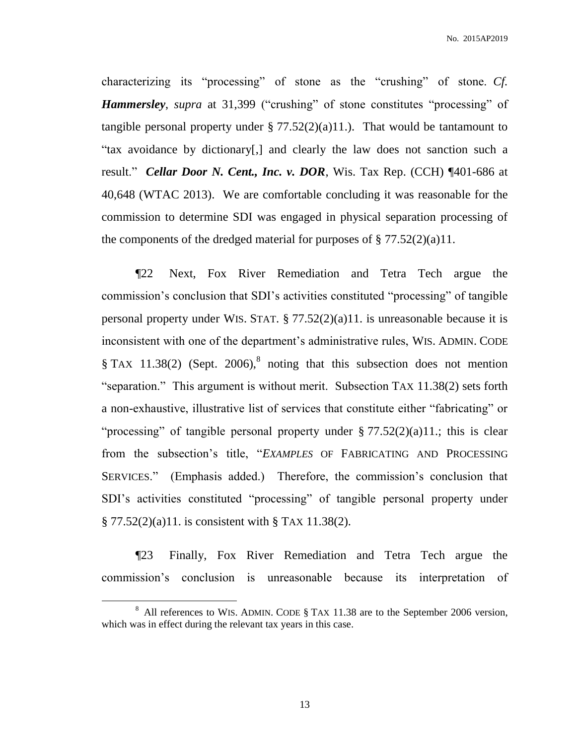characterizing its "processing" of stone as the "crushing" of stone. *Cf.* ***Hammersley***, *supra* at 31,399 ("crushing" of stone constitutes "processing" of tangible personal property under § 77.52(2)(a)11.). That would be tantamount to "tax avoidance by dictionary[,] and clearly the law does not sanction such a result." ***Cellar Door N. Cent., Inc. v. DOR***, Wis. Tax Rep. (CCH) ¶401-686 at 40,648 (WTAC 2013). We are comfortable concluding it was reasonable for the commission to determine SDI was engaged in physical separation processing of the components of the dredged material for purposes of § 77.52(2)(a)11.

¶22 Next, Fox River Remediation and Tetra Tech argue the commission's conclusion that SDI's activities constituted "processing" of tangible personal property under WIS. STAT. § 77.52(2)(a)11. is unreasonable because it is inconsistent with one of the department's administrative rules, WIS. ADMIN. CODE § TAX 11.38(2) (Sept. 2006),[8] noting that this subsection does not mention "separation." This argument is without merit. Subsection TAX 11.38(2) sets forth a non-exhaustive, illustrative list of services that constitute either "fabricating" or "processing" of tangible personal property under § 77.52(2)(a)11.; this is clear from the subsection's title, "*EXAMPLES* OF FABRICATING AND PROCESSING SERVICES." (Emphasis added.) Therefore, the commission's conclusion that SDI's activities constituted "processing" of tangible personal property under § 77.52(2)(a)11. is consistent with § TAX 11.38(2).

¶23 Finally, Fox River Remediation and Tetra Tech argue the commission's conclusion is unreasonable because its interpretation of

[8] All references to WIS. ADMIN. CODE § TAX 11.38 are to the September 2006 version, which was in effect during the relevant tax years in this case.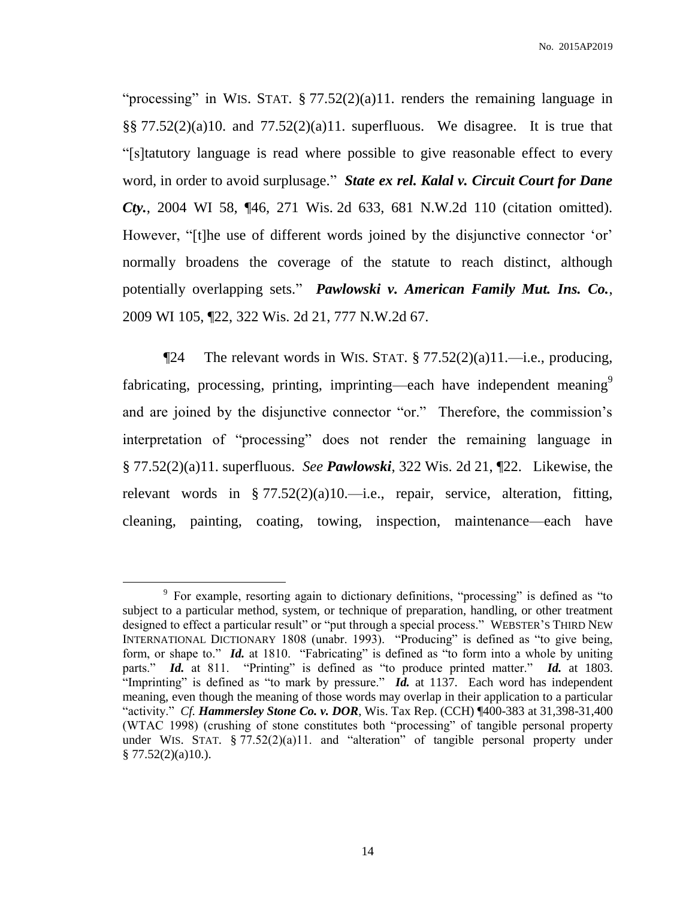"processing" in WIS. STAT. § 77.52(2)(a)11. renders the remaining language in §§ 77.52(2)(a)10. and 77.52(2)(a)11. superfluous. We disagree. It is true that "[s]tatutory language is read where possible to give reasonable effect to every word, in order to avoid surplusage." ***State ex rel. Kalal v. Circuit Court for Dane Cty.***, 2004 WI 58, ¶46, 271 Wis. 2d 633, 681 N.W.2d 110 (citation omitted). However, "[t]he use of different words joined by the disjunctive connector 'or' normally broadens the coverage of the statute to reach distinct, although potentially overlapping sets." ***Pawlowski v. American Family Mut. Ins. Co.***, 2009 WI 105, ¶22, 322 Wis. 2d 21, 777 N.W.2d 67.

¶24 The relevant words in WIS. STAT. § 77.52(2)(a)11.—i.e., producing, fabricating, processing, printing, imprinting—each have independent meaning[9] and are joined by the disjunctive connector "or." Therefore, the commission's interpretation of "processing" does not render the remaining language in § 77.52(2)(a)11. superfluous. *See* ***Pawlowski***, 322 Wis. 2d 21, ¶22. Likewise, the relevant words in § 77.52(2)(a)10.—i.e., repair, service, alteration, fitting, cleaning, painting, coating, towing, inspection, maintenance—each have

---

[9] For example, resorting again to dictionary definitions, "processing" is defined as "to subject to a particular method, system, or technique of preparation, handling, or other treatment designed to effect a particular result" or "put through a special process." WEBSTER'S THIRD NEW INTERNATIONAL DICTIONARY 1808 (unabr. 1993). "Producing" is defined as "to give being, form, or shape to." ***Id.*** at 1810. "Fabricating" is defined as "to form into a whole by uniting parts." ***Id.*** at 811. "Printing" is defined as "to produce printed matter." ***Id.*** at 1803. "Imprinting" is defined as "to mark by pressure." ***Id.*** at 1137. Each word has independent meaning, even though the meaning of those words may overlap in their application to a particular "activity." *Cf.* ***Hammersley Stone Co. v. DOR***, Wis. Tax Rep. (CCH) ¶400-383 at 31,398-31,400 (WTAC 1998) (crushing of stone constitutes both "processing" of tangible personal property under WIS. STAT. § 77.52(2)(a)11. and "alteration" of tangible personal property under § 77.52(2)(a)10.).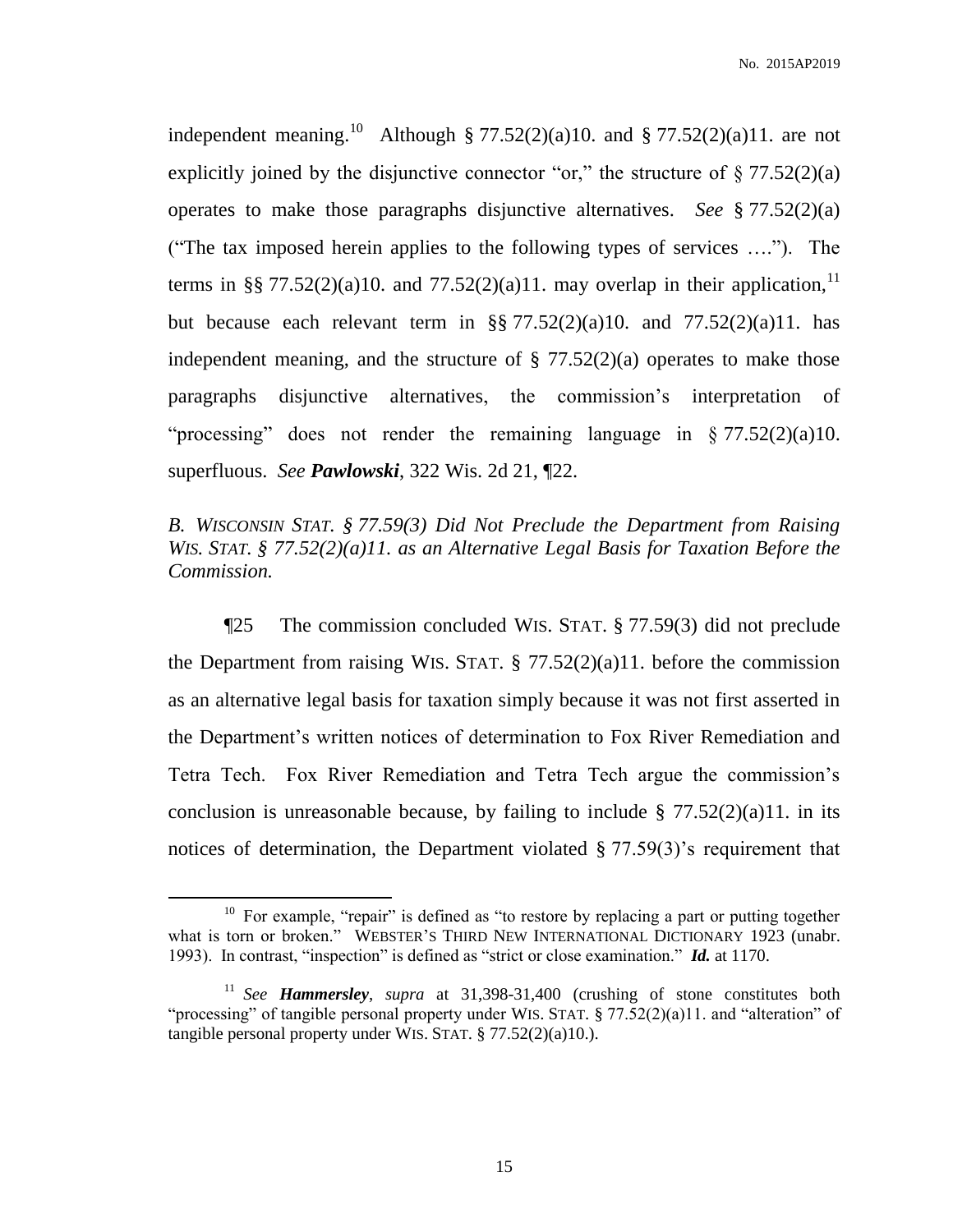independent meaning.[10] Although § 77.52(2)(a)10. and § 77.52(2)(a)11. are not explicitly joined by the disjunctive connector "or," the structure of § 77.52(2)(a) operates to make those paragraphs disjunctive alternatives. *See* § 77.52(2)(a) ("The tax imposed herein applies to the following types of services …."). The terms in §§ 77.52(2)(a)10. and 77.52(2)(a)11. may overlap in their application,[11] but because each relevant term in §§ 77.52(2)(a)10. and 77.52(2)(a)11. has independent meaning, and the structure of § 77.52(2)(a) operates to make those paragraphs disjunctive alternatives, the commission's interpretation of "processing" does not render the remaining language in § 77.52(2)(a)10. superfluous. *See* ***Pawlowski***, 322 Wis. 2d 21, ¶22.

*B. WISCONSIN STAT. § 77.59(3) Did Not Preclude the Department from Raising WIS. STAT. § 77.52(2)(a)11. as an Alternative Legal Basis for Taxation Before the Commission.*

¶25 The commission concluded WIS. STAT. § 77.59(3) did not preclude the Department from raising WIS. STAT. § 77.52(2)(a)11. before the commission as an alternative legal basis for taxation simply because it was not first asserted in the Department's written notices of determination to Fox River Remediation and Tetra Tech. Fox River Remediation and Tetra Tech argue the commission's conclusion is unreasonable because, by failing to include § 77.52(2)(a)11. in its notices of determination, the Department violated § 77.59(3)'s requirement that

---

[10] For example, "repair" is defined as "to restore by replacing a part or putting together what is torn or broken." WEBSTER'S THIRD NEW INTERNATIONAL DICTIONARY 1923 (unabr. 1993). In contrast, "inspection" is defined as "strict or close examination." ***Id.*** at 1170.

[11] *See* ***Hammersley***, *supra* at 31,398-31,400 (crushing of stone constitutes both "processing" of tangible personal property under WIS. STAT. § 77.52(2)(a)11. and "alteration" of tangible personal property under WIS. STAT. § 77.52(2)(a)10.).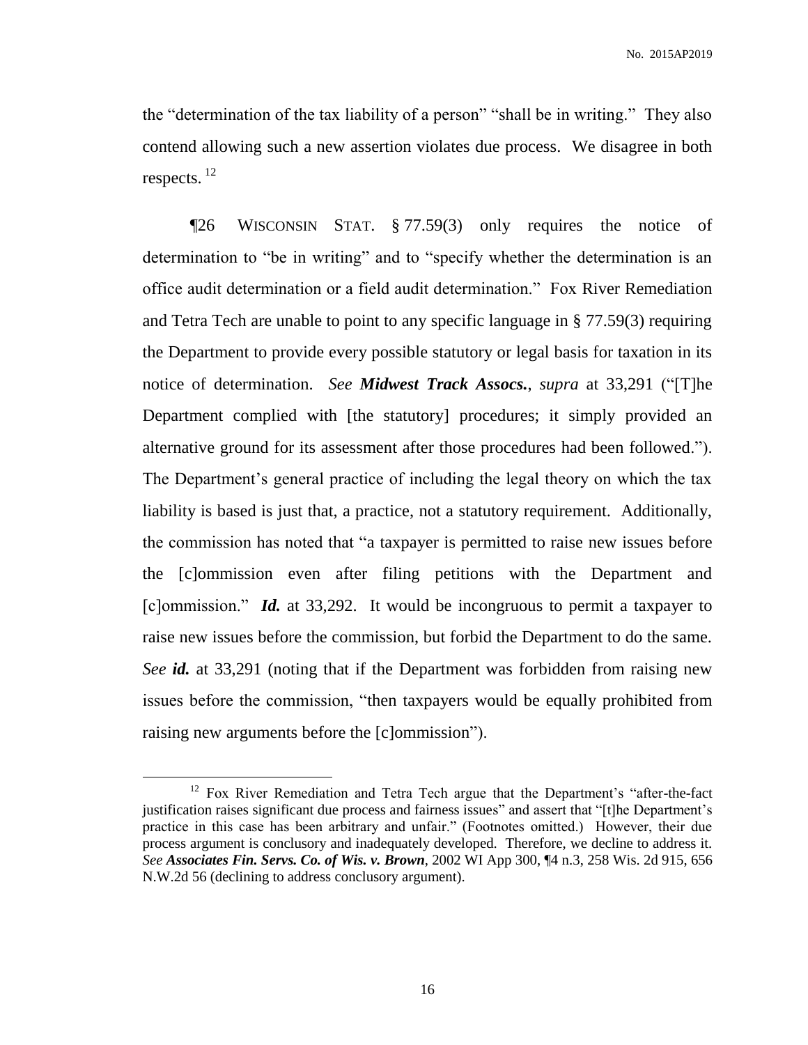the "determination of the tax liability of a person" "shall be in writing." They also contend allowing such a new assertion violates due process. We disagree in both respects.[12]

¶26 WISCONSIN STAT. § 77.59(3) only requires the notice of determination to "be in writing" and to "specify whether the determination is an office audit determination or a field audit determination." Fox River Remediation and Tetra Tech are unable to point to any specific language in § 77.59(3) requiring the Department to provide every possible statutory or legal basis for taxation in its notice of determination. *See* ***Midwest Track Assocs.***, *supra* at 33,291 ("[T]he Department complied with [the statutory] procedures; it simply provided an alternative ground for its assessment after those procedures had been followed."). The Department's general practice of including the legal theory on which the tax liability is based is just that, a practice, not a statutory requirement. Additionally, the commission has noted that "a taxpayer is permitted to raise new issues before the [c]ommission even after filing petitions with the Department and [c]ommission." ***Id.*** at 33,292. It would be incongruous to permit a taxpayer to raise new issues before the commission, but forbid the Department to do the same. *See* ***id.*** at 33,291 (noting that if the Department was forbidden from raising new issues before the commission, "then taxpayers would be equally prohibited from raising new arguments before the [c]ommission").

---

[12] Fox River Remediation and Tetra Tech argue that the Department's "after-the-fact justification raises significant due process and fairness issues" and assert that "[t]he Department's practice in this case has been arbitrary and unfair." (Footnotes omitted.) However, their due process argument is conclusory and inadequately developed. Therefore, we decline to address it. *See* ***Associates Fin. Servs. Co. of Wis. v. Brown***, 2002 WI App 300, ¶4 n.3, 258 Wis. 2d 915, 656 N.W.2d 56 (declining to address conclusory argument).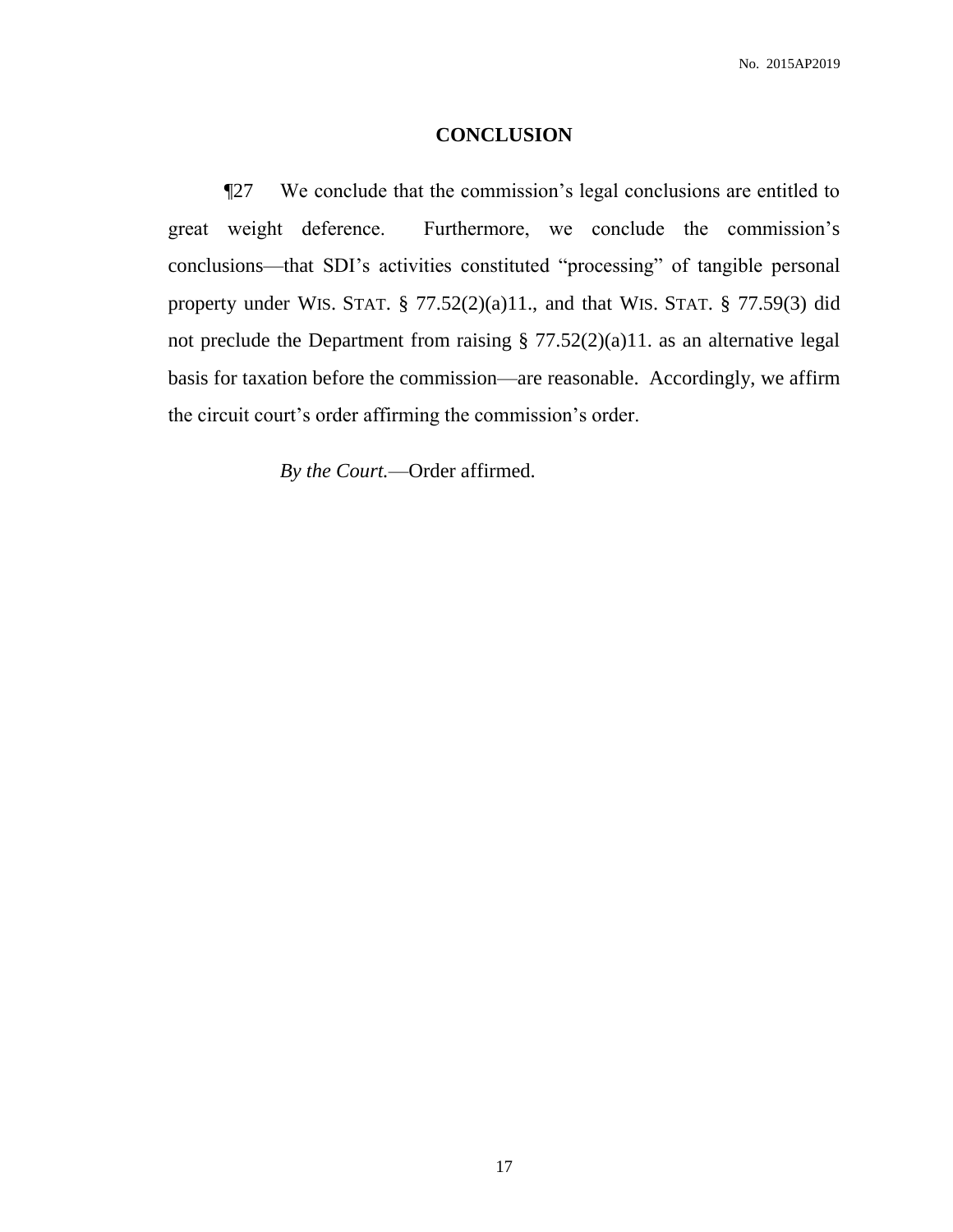## CONCLUSION

¶27 We conclude that the commission's legal conclusions are entitled to great weight deference. Furthermore, we conclude the commission's conclusions—that SDI's activities constituted "processing" of tangible personal property under WIS. STAT. § 77.52(2)(a)11., and that WIS. STAT. § 77.59(3) did not preclude the Department from raising § 77.52(2)(a)11. as an alternative legal basis for taxation before the commission—are reasonable. Accordingly, we affirm the circuit court's order affirming the commission's order.

*By the Court.*—Order affirmed.